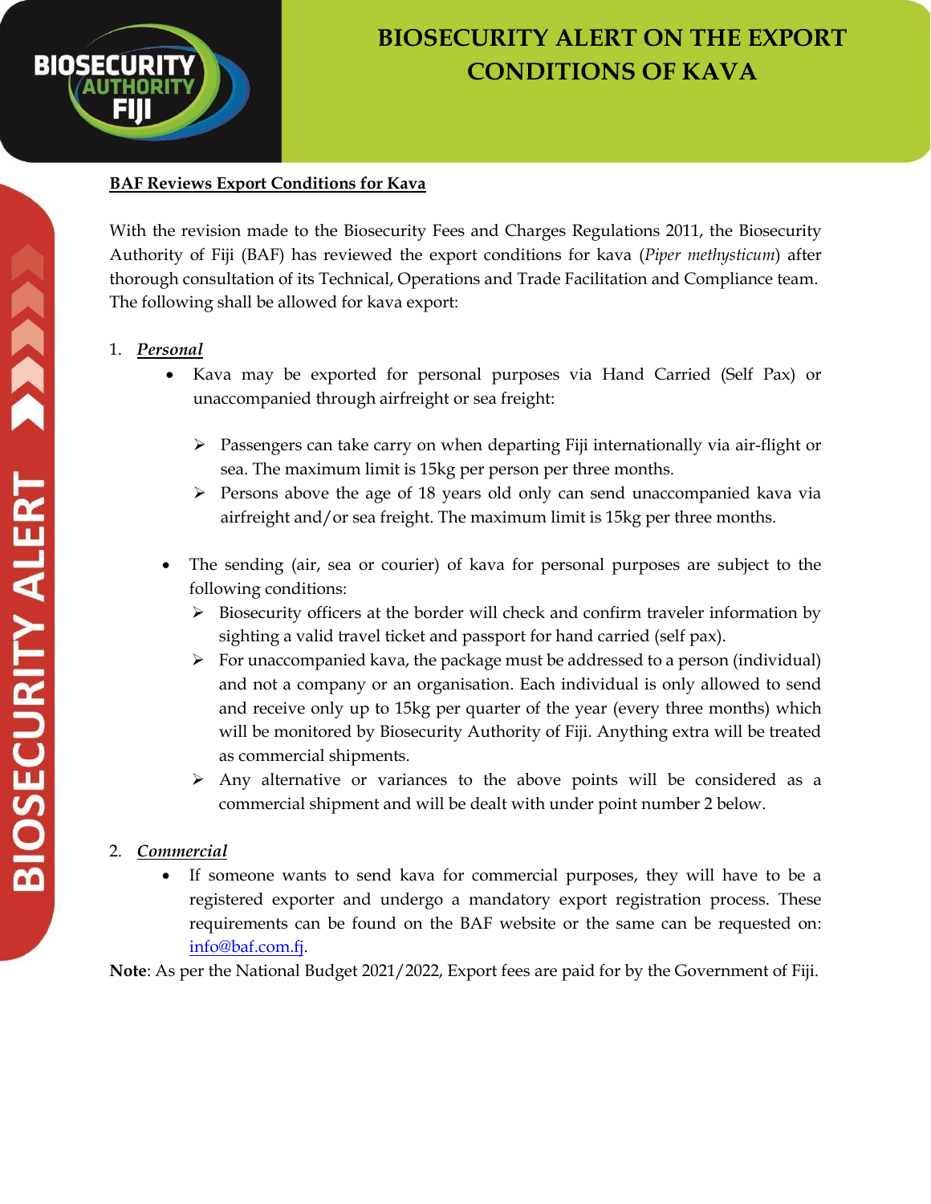# BIOSECURITY ALERT ON THE EXPORT CONDITIONS OF KAVA

**BAF Reviews Export Conditions for Kava**

With the revision made to the Biosecurity Fees and Charges Regulations 2011, the Biosecurity Authority of Fiji (BAF) has reviewed the export conditions for kava (*Piper methysticum*) after thorough consultation of its Technical, Operations and Trade Facilitation and Compliance team. The following shall be allowed for kava export:

1. ***Personal***
   - Kava may be exported for personal purposes via Hand Carried (Self Pax) or unaccompanied through airfreight or sea freight:
     - Passengers can take carry on when departing Fiji internationally via air-flight or sea. The maximum limit is 15kg per person per three months.
     - Persons above the age of 18 years old only can send unaccompanied kava via airfreight and/or sea freight. The maximum limit is 15kg per three months.
   - The sending (air, sea or courier) of kava for personal purposes are subject to the following conditions:
     - Biosecurity officers at the border will check and confirm traveler information by sighting a valid travel ticket and passport for hand carried (self pax).
     - For unaccompanied kava, the package must be addressed to a person (individual) and not a company or an organisation. Each individual is only allowed to send and receive only up to 15kg per quarter of the year (every three months) which will be monitored by Biosecurity Authority of Fiji. Anything extra will be treated as commercial shipments.
     - Any alternative or variances to the above points will be considered as a commercial shipment and will be dealt with under point number 2 below.

2. ***Commercial***
   - If someone wants to send kava for commercial purposes, they will have to be a registered exporter and undergo a mandatory export registration process. These requirements can be found on the BAF website or the same can be requested on: info@baf.com.fj.

**Note**: As per the National Budget 2021/2022, Export fees are paid for by the Government of Fiji.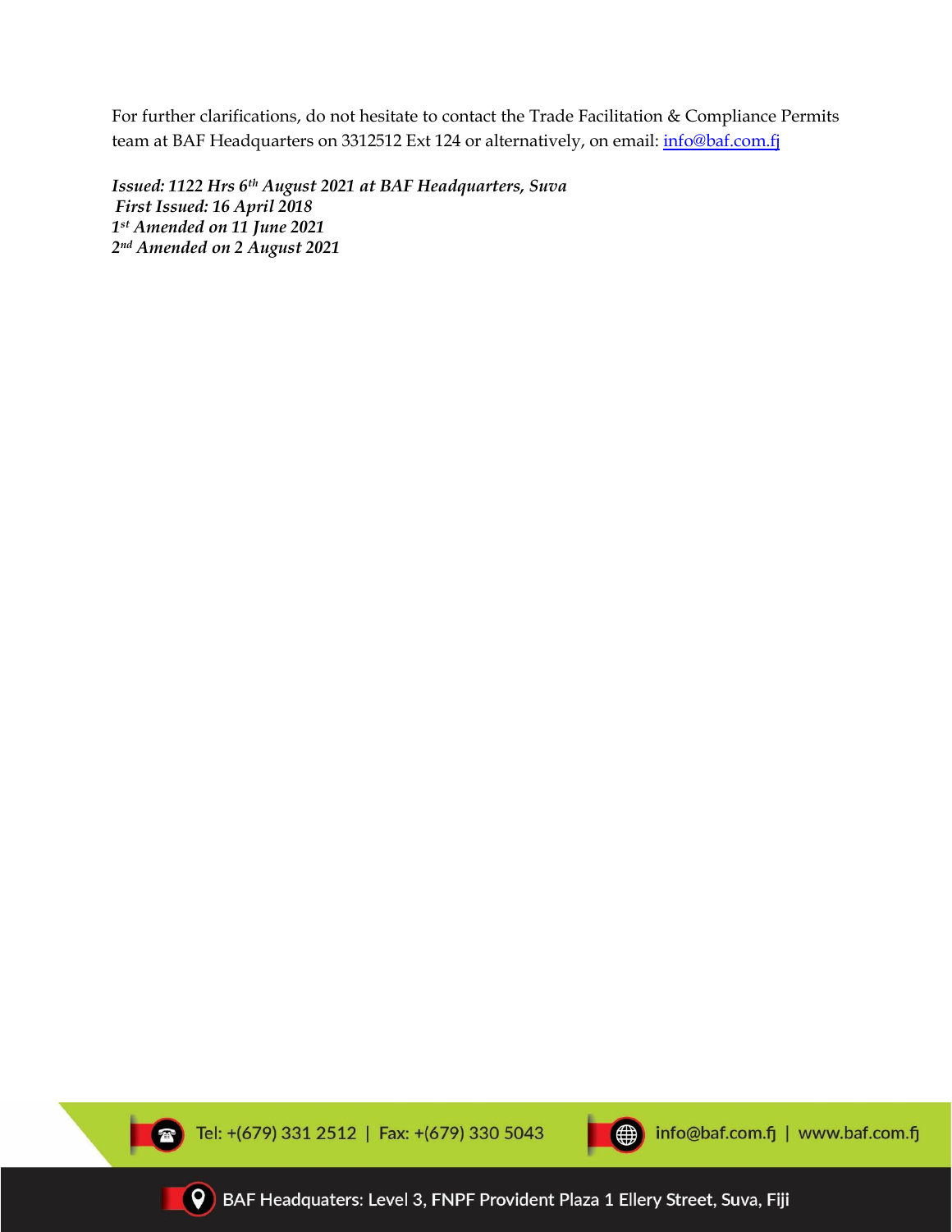For further clarifications, do not hesitate to contact the Trade Facilitation & Compliance Permits team at BAF Headquarters on 3312512 Ext 124 or alternatively, on email: info@baf.com.fj

***Issued: 1122 Hrs 6th August 2021 at BAF Headquarters, Suva***
***First Issued: 16 April 2018***
***1st Amended on 11 June 2021***
***2nd Amended on 2 August 2021***